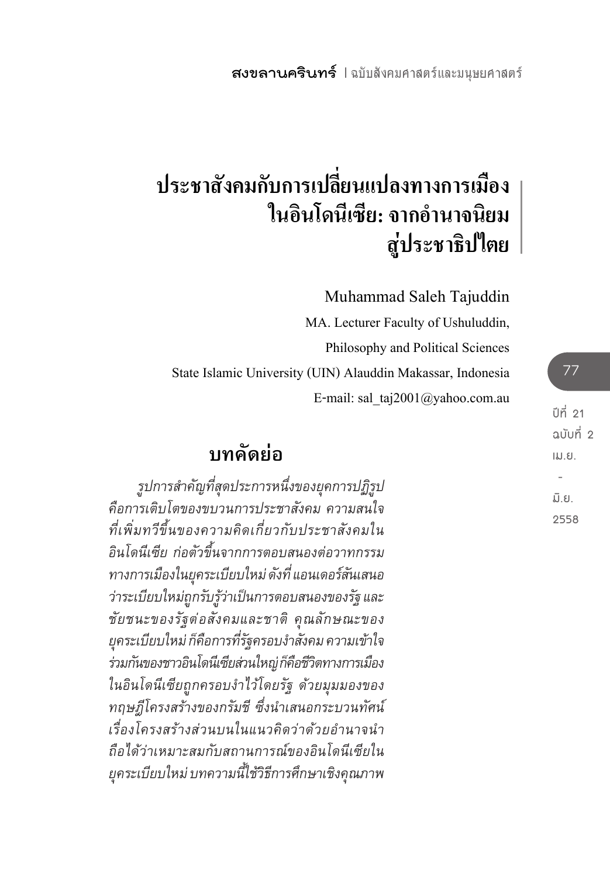# ประชาสังคมกับการเปลี่ยนแปลงทางการเมืองในอินโดนีเซีย: จากอำนาจนิยมสู่ประชาธิปไตย

Muhammad Saleh Tajuddin

MA. Lecturer Faculty of Ushuluddin,

Philosophy and Political Sciences

State Islamic University (UIN) Alauddin Makassar, Indonesia

E-mail: sal_taj2001@yahoo.com.au

## บทคัดย่อ

*รูปการสำคัญที่สุดประการหนึ่งของยุคการปฏิรูป คือการเติบโตของขบวนการประชาสังคม ความสนใจที่เพิ่มทวีขึ้นของความคิดเกี่ยวกับประชาสังคมในอินโดนีเซีย ก่อตัวขึ้นจากการตอบสนองต่อวาทกรรมทางการเมืองในยุคระเบียบใหม่ ดังที่ แอนเดอร์สันเสนอว่าระเบียบใหม่ถูกรับรู้ว่าเป็นการตอบสนองของรัฐ และชัยชนะของรัฐต่อสังคมและชาติ คุณลักษณะของยุคระเบียบใหม่ ก็คือการที่รัฐครอบงำสังคม ความเข้าใจร่วมกันของชาวอินโดนีเซียส่วนใหญ่ก็คือชีวิตทางการเมืองในอินโดนีเซียถูกครอบงำไว้โดยรัฐ ด้วยมุมมองของทฤษฎีโครงสร้างของกรัมชี ซึ่งนำเสนอกระบวนทัศน์เรื่องโครงสร้างส่วนบนในแนวคิดว่าด้วยอำนาจนำ ถือได้ว่าเหมาะสมกับสถานการณ์ของอินโดนีเซียในยุคระเบียบใหม่ บทความนี้ใช้วิธีการศึกษาเชิงคุณภาพ*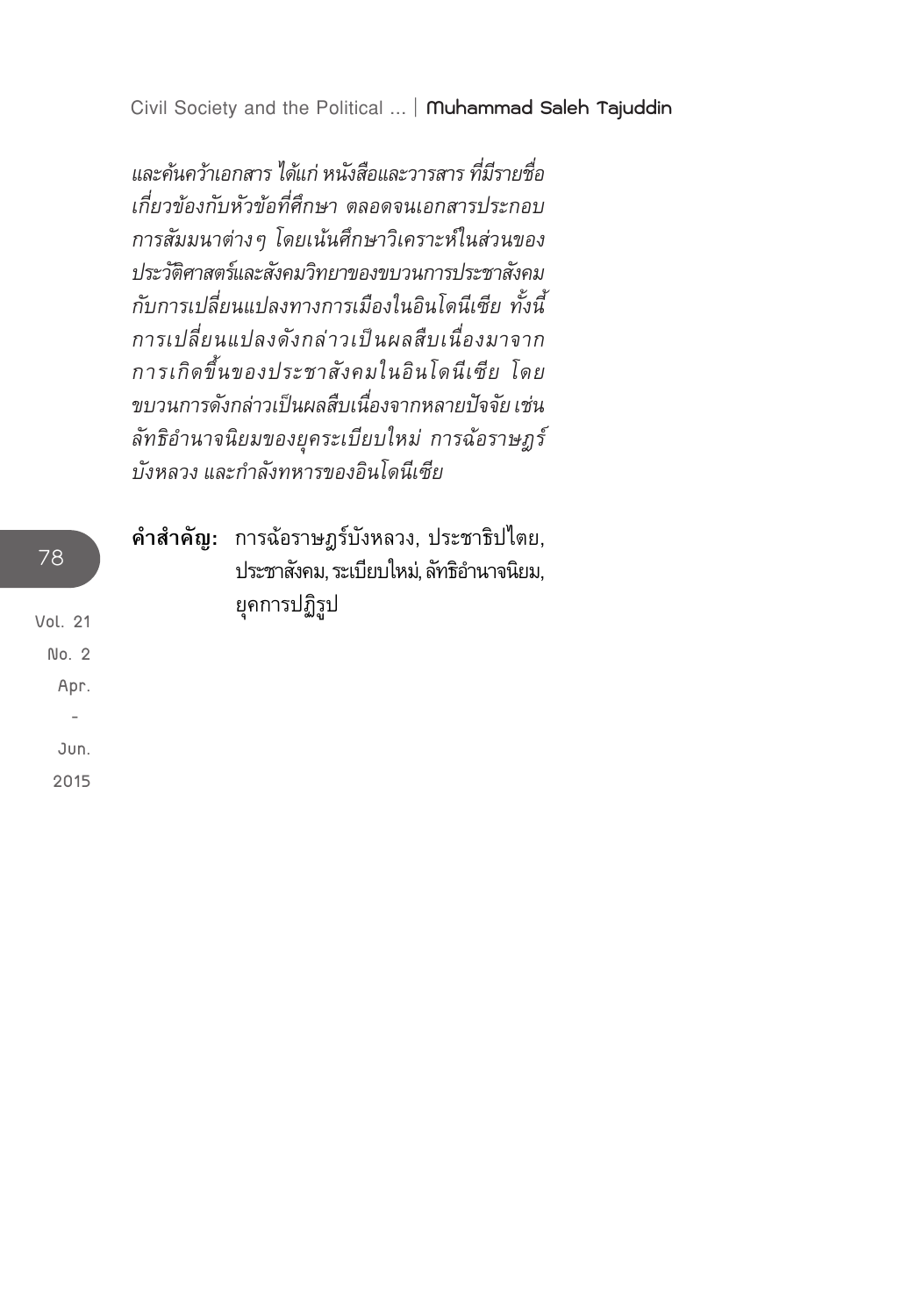*และค้นคว้าเอกสาร ได้แก่ หนังสือและวารสาร ที่มีรายชื่อเกี่ยวข้องกับหัวข้อที่ศึกษา ตลอดจนเอกสารประกอบการสัมมนาต่างๆ โดยเน้นศึกษาวิเคราะห์ในส่วนของประวัติศาสตร์และสังคมวิทยาของขบวนการประชาสังคมกับการเปลี่ยนแปลงทางการเมืองในอินโดนีเซีย ทั้งนี้การเปลี่ยนแปลงดังกล่าวเป็นผลสืบเนื่องมาจากการเกิดขึ้นของประชาสังคมในอินโดนีเซีย โดยขบวนการดังกล่าวเป็นผลสืบเนื่องจากหลายปัจจัย เช่น ลัทธิอำนาจนิยมของยุคระเบียบใหม่ การฉ้อราษฎร์บังหลวง และกำลังทหารของอินโดนีเซีย*

**คำสำคัญ:** การฉ้อราษฎร์บังหลวง, ประชาธิปไตย, ประชาสังคม, ระเบียบใหม่, ลัทธิอำนาจนิยม, ยุคการปฏิรูป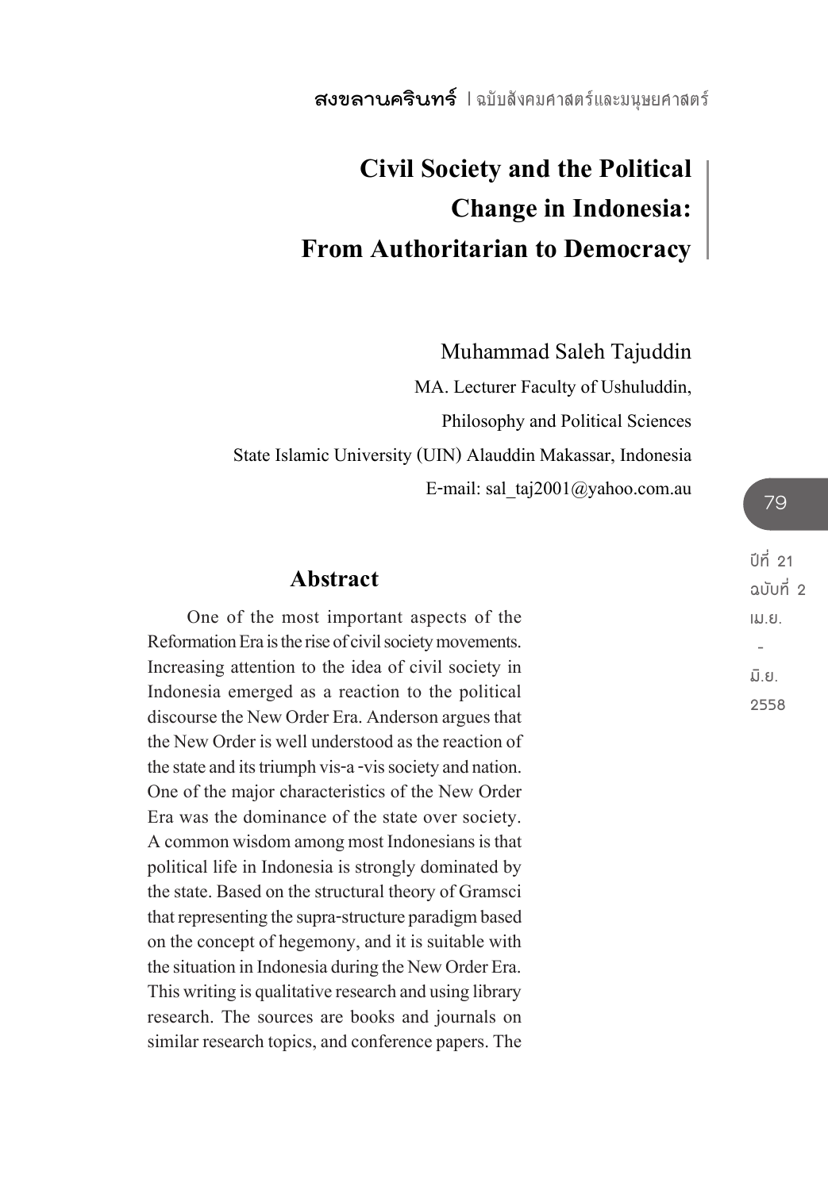# Civil Society and the Political Change in Indonesia: From Authoritarian to Democracy

Muhammad Saleh Tajuddin

MA. Lecturer Faculty of Ushuluddin,

Philosophy and Political Sciences

State Islamic University (UIN) Alauddin Makassar, Indonesia

E-mail: sal_taj2001@yahoo.com.au

## Abstract

One of the most important aspects of the Reformation Era is the rise of civil society movements. Increasing attention to the idea of civil society in Indonesia emerged as a reaction to the political discourse the New Order Era. Anderson argues that the New Order is well understood as the reaction of the state and its triumph vis-a -vis society and nation. One of the major characteristics of the New Order Era was the dominance of the state over society. A common wisdom among most Indonesians is that political life in Indonesia is strongly dominated by the state. Based on the structural theory of Gramsci that representing the supra-structure paradigm based on the concept of hegemony, and it is suitable with the situation in Indonesia during the New Order Era. This writing is qualitative research and using library research. The sources are books and journals on similar research topics, and conference papers. The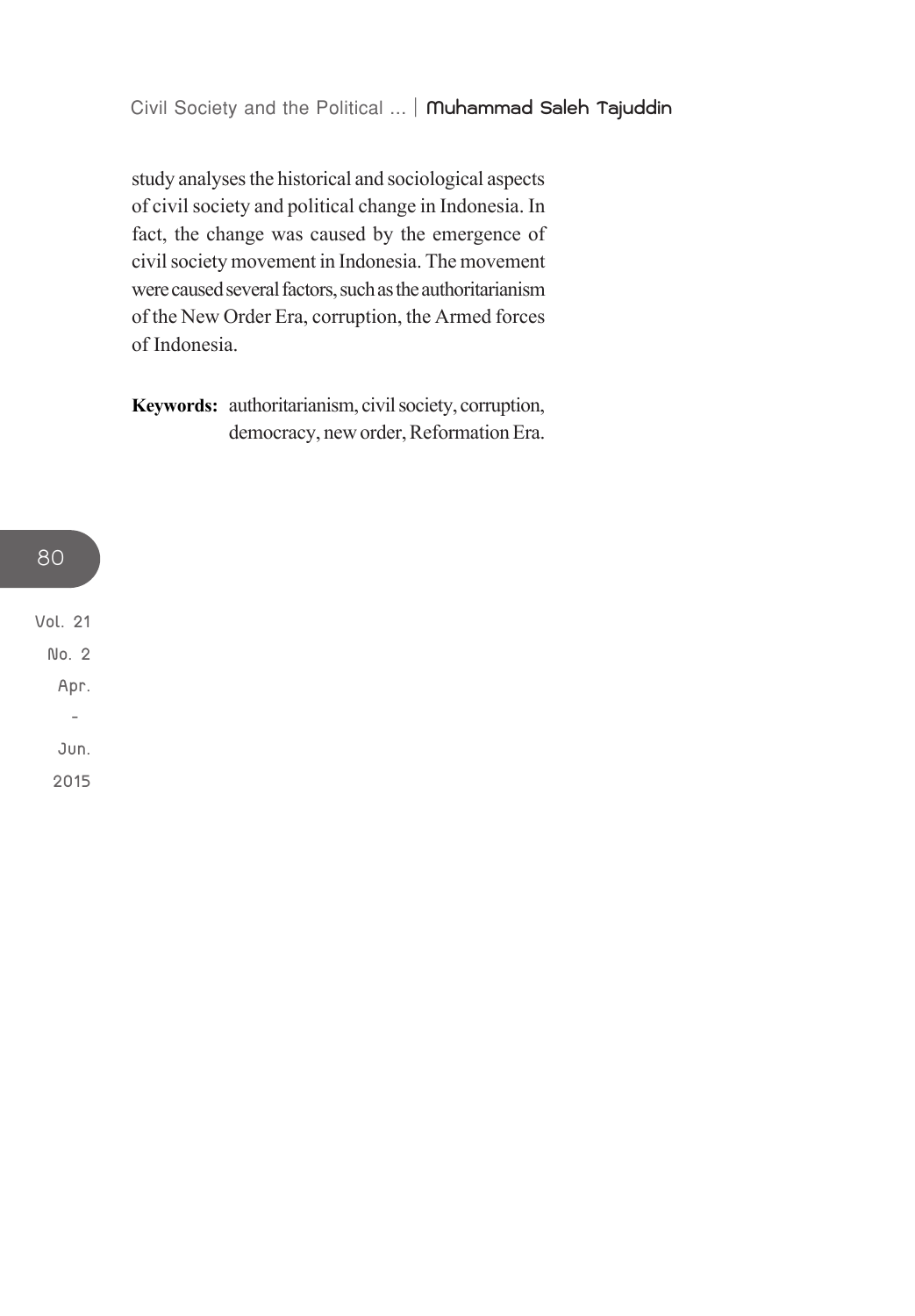study analyses the historical and sociological aspects of civil society and political change in Indonesia. In fact, the change was caused by the emergence of civil society movement in Indonesia. The movement were caused several factors, such as the authoritarianism of the New Order Era, corruption, the Armed forces of Indonesia.

**Keywords:** authoritarianism, civil society, corruption, democracy, new order, Reformation Era.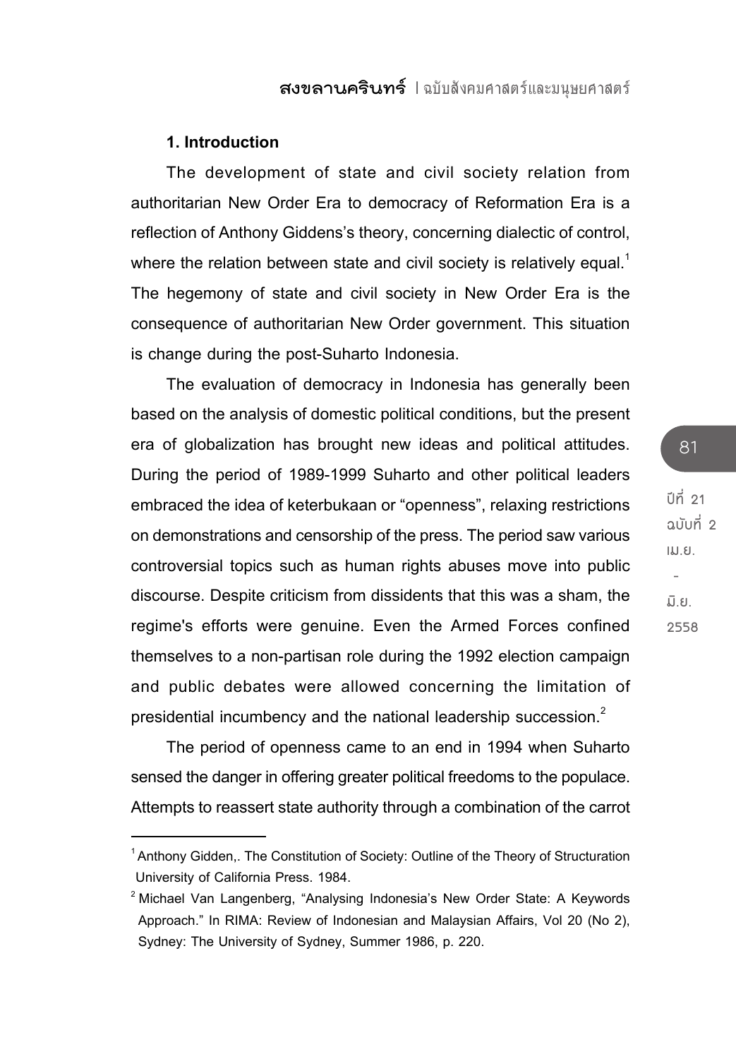### 1. Introduction

The development of state and civil society relation from authoritarian New Order Era to democracy of Reformation Era is a reflection of Anthony Giddens's theory, concerning dialectic of control, where the relation between state and civil society is relatively equal.[1] The hegemony of state and civil society in New Order Era is the consequence of authoritarian New Order government. This situation is change during the post-Suharto Indonesia.

The evaluation of democracy in Indonesia has generally been based on the analysis of domestic political conditions, but the present era of globalization has brought new ideas and political attitudes. During the period of 1989-1999 Suharto and other political leaders embraced the idea of keterbukaan or "openness", relaxing restrictions on demonstrations and censorship of the press. The period saw various controversial topics such as human rights abuses move into public discourse. Despite criticism from dissidents that this was a sham, the regime's efforts were genuine. Even the Armed Forces confined themselves to a non-partisan role during the 1992 election campaign and public debates were allowed concerning the limitation of presidential incumbency and the national leadership succession.[2]

The period of openness came to an end in 1994 when Suharto sensed the danger in offering greater political freedoms to the populace. Attempts to reassert state authority through a combination of the carrot

---

[1] Anthony Gidden,. The Constitution of Society: Outline of the Theory of Structuration University of California Press. 1984.

[2] Michael Van Langenberg, "Analysing Indonesia's New Order State: A Keywords Approach." In RIMA: Review of Indonesian and Malaysian Affairs, Vol 20 (No 2), Sydney: The University of Sydney, Summer 1986, p. 220.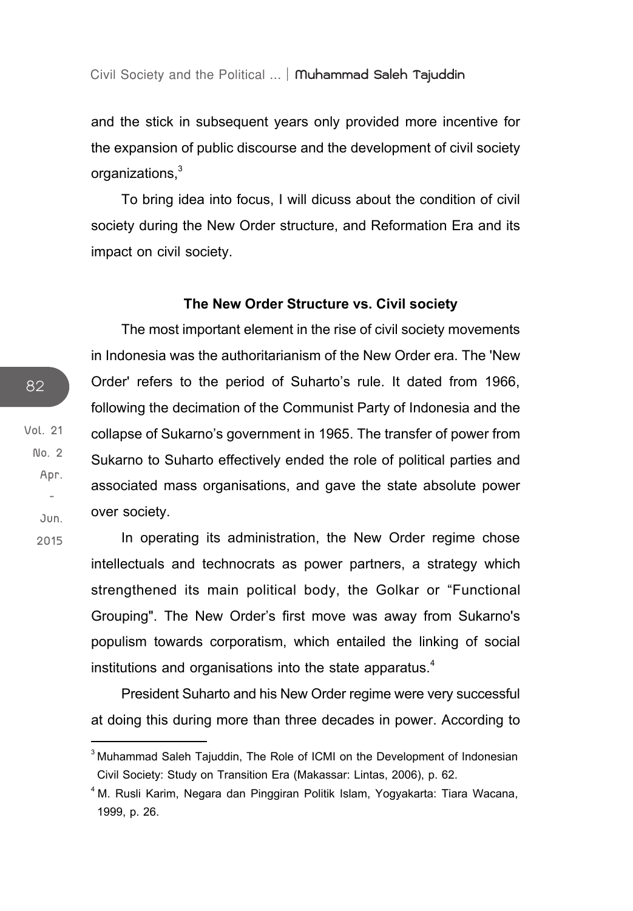and the stick in subsequent years only provided more incentive for the expansion of public discourse and the development of civil society organizations,[3]

To bring idea into focus, I will dicuss about the condition of civil society during the New Order structure, and Reformation Era and its impact on civil society.

### The New Order Structure vs. Civil society

The most important element in the rise of civil society movements in Indonesia was the authoritarianism of the New Order era. The 'New Order' refers to the period of Suharto's rule. It dated from 1966, following the decimation of the Communist Party of Indonesia and the collapse of Sukarno's government in 1965. The transfer of power from Sukarno to Suharto effectively ended the role of political parties and associated mass organisations, and gave the state absolute power over society.

In operating its administration, the New Order regime chose intellectuals and technocrats as power partners, a strategy which strengthened its main political body, the Golkar or "Functional Grouping". The New Order's first move was away from Sukarno's populism towards corporatism, which entailed the linking of social institutions and organisations into the state apparatus.[4]

President Suharto and his New Order regime were very successful at doing this during more than three decades in power. According to

---

[3] Muhammad Saleh Tajuddin, The Role of ICMI on the Development of Indonesian Civil Society: Study on Transition Era (Makassar: Lintas, 2006), p. 62.

[4] M. Rusli Karim, Negara dan Pinggiran Politik Islam, Yogyakarta: Tiara Wacana, 1999, p. 26.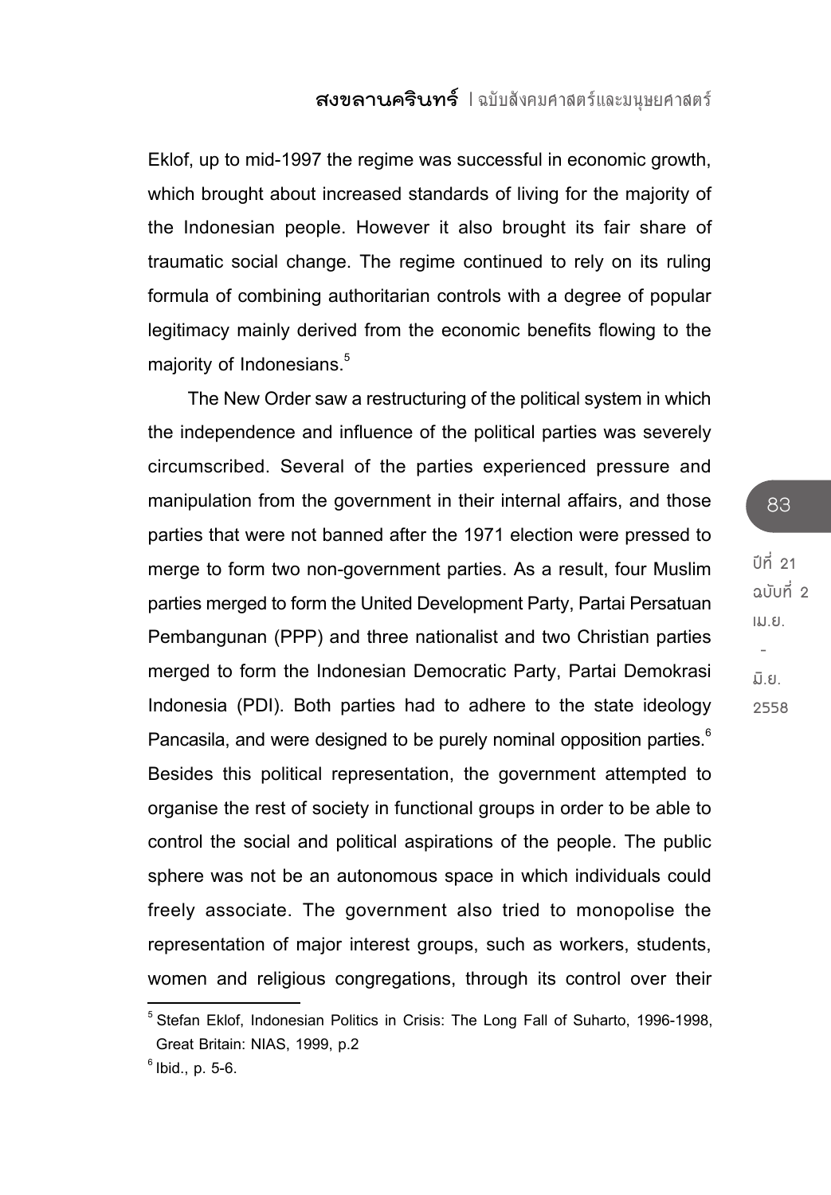Eklof, up to mid-1997 the regime was successful in economic growth, which brought about increased standards of living for the majority of the Indonesian people. However it also brought its fair share of traumatic social change. The regime continued to rely on its ruling formula of combining authoritarian controls with a degree of popular legitimacy mainly derived from the economic benefits flowing to the majority of Indonesians.[5]

The New Order saw a restructuring of the political system in which the independence and influence of the political parties was severely circumscribed. Several of the parties experienced pressure and manipulation from the government in their internal affairs, and those parties that were not banned after the 1971 election were pressed to merge to form two non-government parties. As a result, four Muslim parties merged to form the United Development Party, Partai Persatuan Pembangunan (PPP) and three nationalist and two Christian parties merged to form the Indonesian Democratic Party, Partai Demokrasi Indonesia (PDI). Both parties had to adhere to the state ideology Pancasila, and were designed to be purely nominal opposition parties.[6] Besides this political representation, the government attempted to organise the rest of society in functional groups in order to be able to control the social and political aspirations of the people. The public sphere was not be an autonomous space in which individuals could freely associate. The government also tried to monopolise the representation of major interest groups, such as workers, students, women and religious congregations, through its control over their

---

[5] Stefan Eklof, Indonesian Politics in Crisis: The Long Fall of Suharto, 1996-1998, Great Britain: NIAS, 1999, p.2

[6] Ibid., p. 5-6.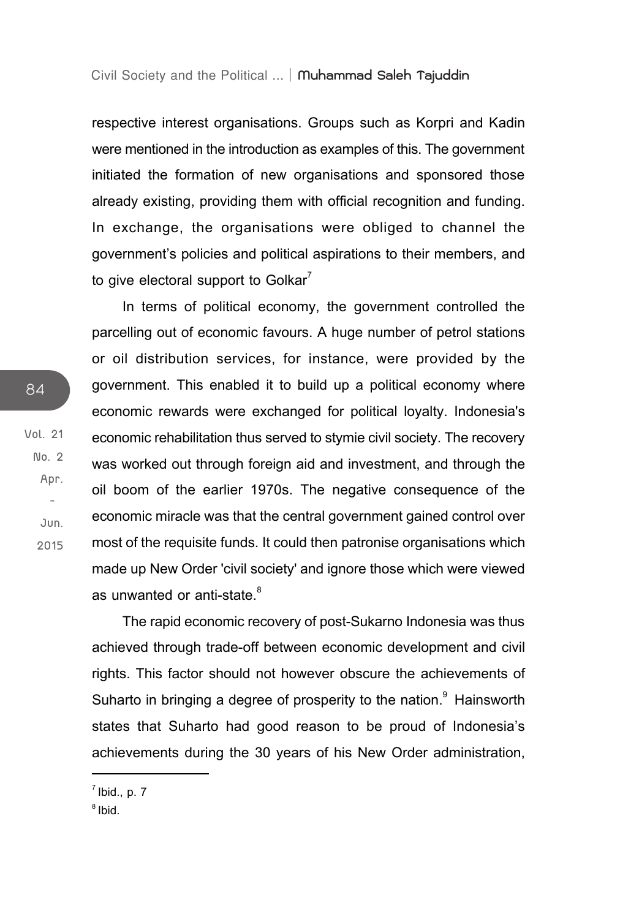respective interest organisations. Groups such as Korpri and Kadin were mentioned in the introduction as examples of this. The government initiated the formation of new organisations and sponsored those already existing, providing them with official recognition and funding. In exchange, the organisations were obliged to channel the government's policies and political aspirations to their members, and to give electoral support to Golkar[7]

In terms of political economy, the government controlled the parcelling out of economic favours. A huge number of petrol stations or oil distribution services, for instance, were provided by the government. This enabled it to build up a political economy where economic rewards were exchanged for political loyalty. Indonesia's economic rehabilitation thus served to stymie civil society. The recovery was worked out through foreign aid and investment, and through the oil boom of the earlier 1970s. The negative consequence of the economic miracle was that the central government gained control over most of the requisite funds. It could then patronise organisations which made up New Order 'civil society' and ignore those which were viewed as unwanted or anti-state.[8]

The rapid economic recovery of post-Sukarno Indonesia was thus achieved through trade-off between economic development and civil rights. This factor should not however obscure the achievements of Suharto in bringing a degree of prosperity to the nation.[9] Hainsworth states that Suharto had good reason to be proud of Indonesia's achievements during the 30 years of his New Order administration,

---

[7] Ibid., p. 7

[8] Ibid.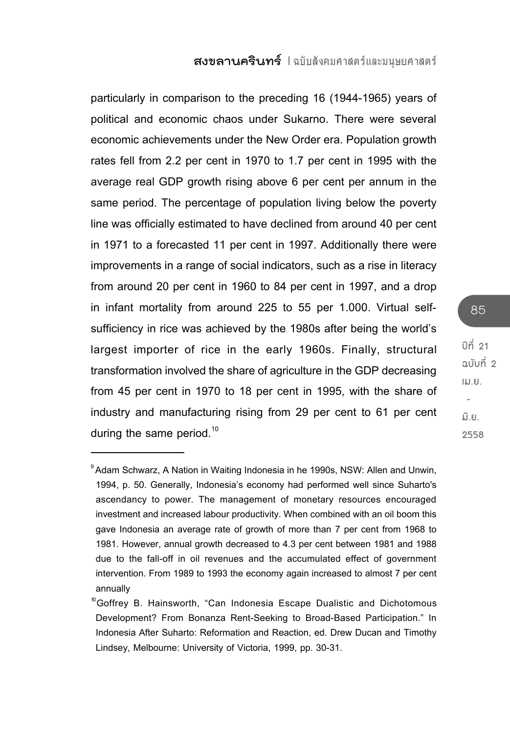particularly in comparison to the preceding 16 (1944-1965) years of political and economic chaos under Sukarno. There were several economic achievements under the New Order era. Population growth rates fell from 2.2 per cent in 1970 to 1.7 per cent in 1995 with the average real GDP growth rising above 6 per cent per annum in the same period. The percentage of population living below the poverty line was officially estimated to have declined from around 40 per cent in 1971 to a forecasted 11 per cent in 1997. Additionally there were improvements in a range of social indicators, such as a rise in literacy from around 20 per cent in 1960 to 84 per cent in 1997, and a drop in infant mortality from around 225 to 55 per 1.000. Virtual self-sufficiency in rice was achieved by the 1980s after being the world's largest importer of rice in the early 1960s. Finally, structural transformation involved the share of agriculture in the GDP decreasing from 45 per cent in 1970 to 18 per cent in 1995, with the share of industry and manufacturing rising from 29 per cent to 61 per cent during the same period.[10]

---

[9] Adam Schwarz, A Nation in Waiting Indonesia in he 1990s, NSW: Allen and Unwin, 1994, p. 50. Generally, Indonesia's economy had performed well since Suharto's ascendancy to power. The management of monetary resources encouraged investment and increased labour productivity. When combined with an oil boom this gave Indonesia an average rate of growth of more than 7 per cent from 1968 to 1981. However, annual growth decreased to 4.3 per cent between 1981 and 1988 due to the fall-off in oil revenues and the accumulated effect of government intervention. From 1989 to 1993 the economy again increased to almost 7 per cent annually

[10] Goffrey B. Hainsworth, "Can Indonesia Escape Dualistic and Dichotomous Development? From Bonanza Rent-Seeking to Broad-Based Participation." In Indonesia After Suharto: Reformation and Reaction, ed. Drew Ducan and Timothy Lindsey, Melbourne: University of Victoria, 1999, pp. 30-31.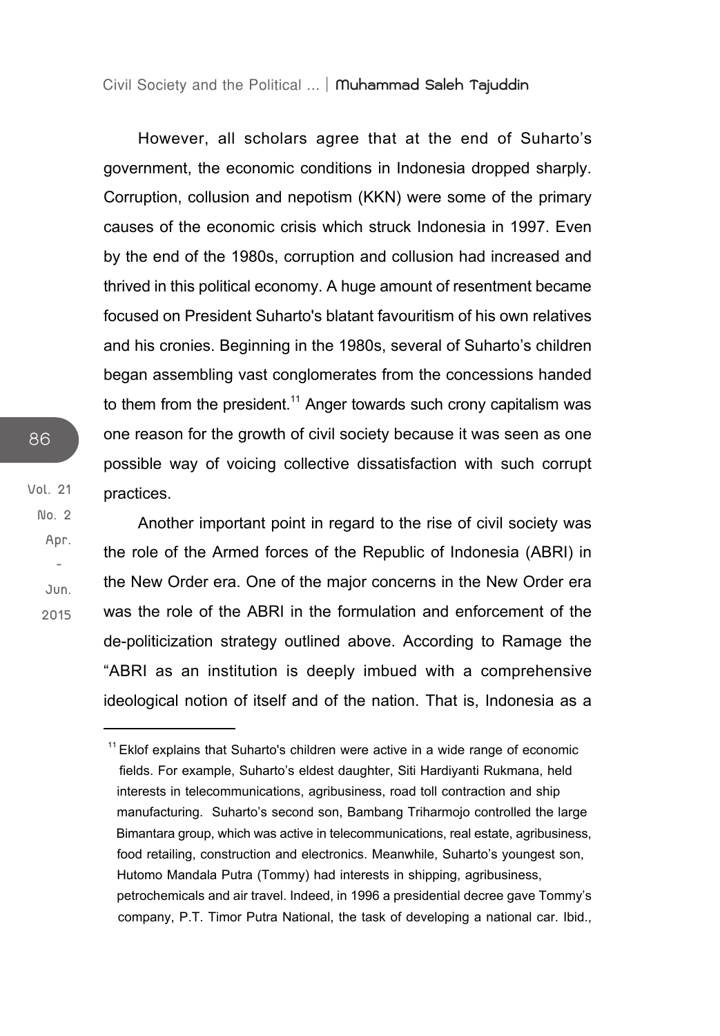However, all scholars agree that at the end of Suharto's government, the economic conditions in Indonesia dropped sharply. Corruption, collusion and nepotism (KKN) were some of the primary causes of the economic crisis which struck Indonesia in 1997. Even by the end of the 1980s, corruption and collusion had increased and thrived in this political economy. A huge amount of resentment became focused on President Suharto's blatant favouritism of his own relatives and his cronies. Beginning in the 1980s, several of Suharto's children began assembling vast conglomerates from the concessions handed to them from the president.[11] Anger towards such crony capitalism was one reason for the growth of civil society because it was seen as one possible way of voicing collective dissatisfaction with such corrupt practices.

Another important point in regard to the rise of civil society was the role of the Armed forces of the Republic of Indonesia (ABRI) in the New Order era. One of the major concerns in the New Order era was the role of the ABRI in the formulation and enforcement of the de-politicization strategy outlined above. According to Ramage the "ABRI as an institution is deeply imbued with a comprehensive ideological notion of itself and of the nation. That is, Indonesia as a

---

[11] Eklof explains that Suharto's children were active in a wide range of economic fields. For example, Suharto's eldest daughter, Siti Hardiyanti Rukmana, held interests in telecommunications, agribusiness, road toll contraction and ship manufacturing. Suharto's second son, Bambang Triharmojo controlled the large Bimantara group, which was active in telecommunications, real estate, agribusiness, food retailing, construction and electronics. Meanwhile, Suharto's youngest son, Hutomo Mandala Putra (Tommy) had interests in shipping, agribusiness, petrochemicals and air travel. Indeed, in 1996 a presidential decree gave Tommy's company, P.T. Timor Putra National, the task of developing a national car. Ibid.,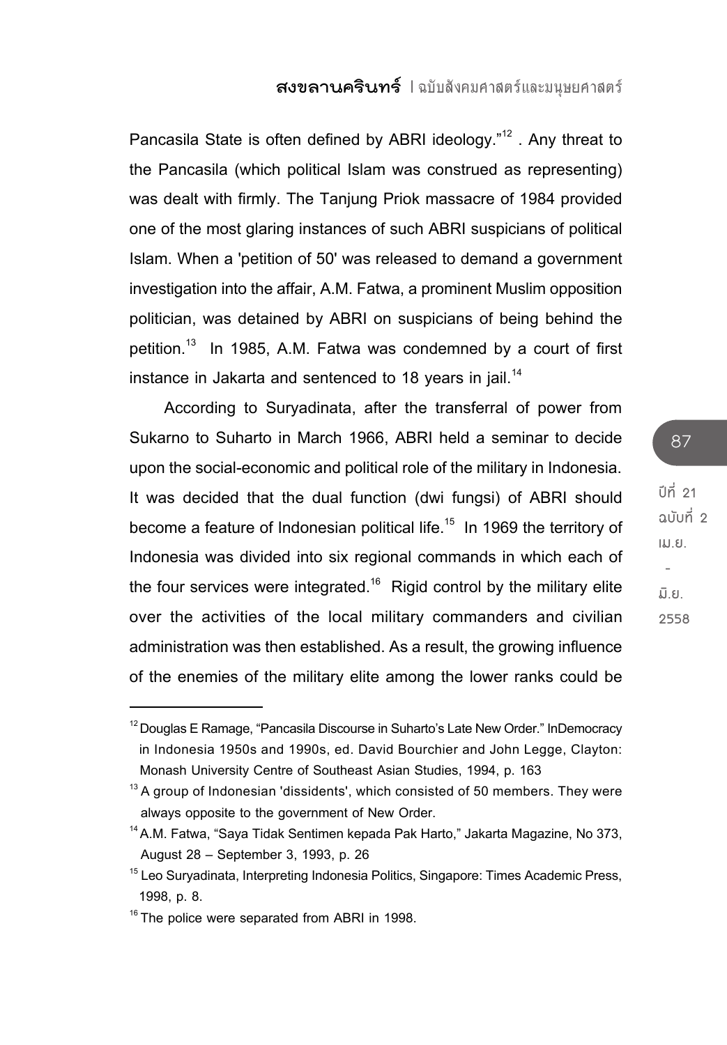Pancasila State is often defined by ABRI ideology."[12] . Any threat to the Pancasila (which political Islam was construed as representing) was dealt with firmly. The Tanjung Priok massacre of 1984 provided one of the most glaring instances of such ABRI suspicians of political Islam. When a 'petition of 50' was released to demand a government investigation into the affair, A.M. Fatwa, a prominent Muslim opposition politician, was detained by ABRI on suspicians of being behind the petition.[13] In 1985, A.M. Fatwa was condemned by a court of first instance in Jakarta and sentenced to 18 years in jail.[14]

According to Suryadinata, after the transferral of power from Sukarno to Suharto in March 1966, ABRI held a seminar to decide upon the social-economic and political role of the military in Indonesia. It was decided that the dual function (dwi fungsi) of ABRI should become a feature of Indonesian political life.[15] In 1969 the territory of Indonesia was divided into six regional commands in which each of the four services were integrated.[16] Rigid control by the military elite over the activities of the local military commanders and civilian administration was then established. As a result, the growing influence of the enemies of the military elite among the lower ranks could be

---

[12] Douglas E Ramage, "Pancasila Discourse in Suharto's Late New Order." InDemocracy in Indonesia 1950s and 1990s, ed. David Bourchier and John Legge, Clayton: Monash University Centre of Southeast Asian Studies, 1994, p. 163

[13] A group of Indonesian 'dissidents', which consisted of 50 members. They were always opposite to the government of New Order.

[14] A.M. Fatwa, "Saya Tidak Sentimen kepada Pak Harto," Jakarta Magazine, No 373, August 28 – September 3, 1993, p. 26

[15] Leo Suryadinata, Interpreting Indonesia Politics, Singapore: Times Academic Press, 1998, p. 8.

[16] The police were separated from ABRI in 1998.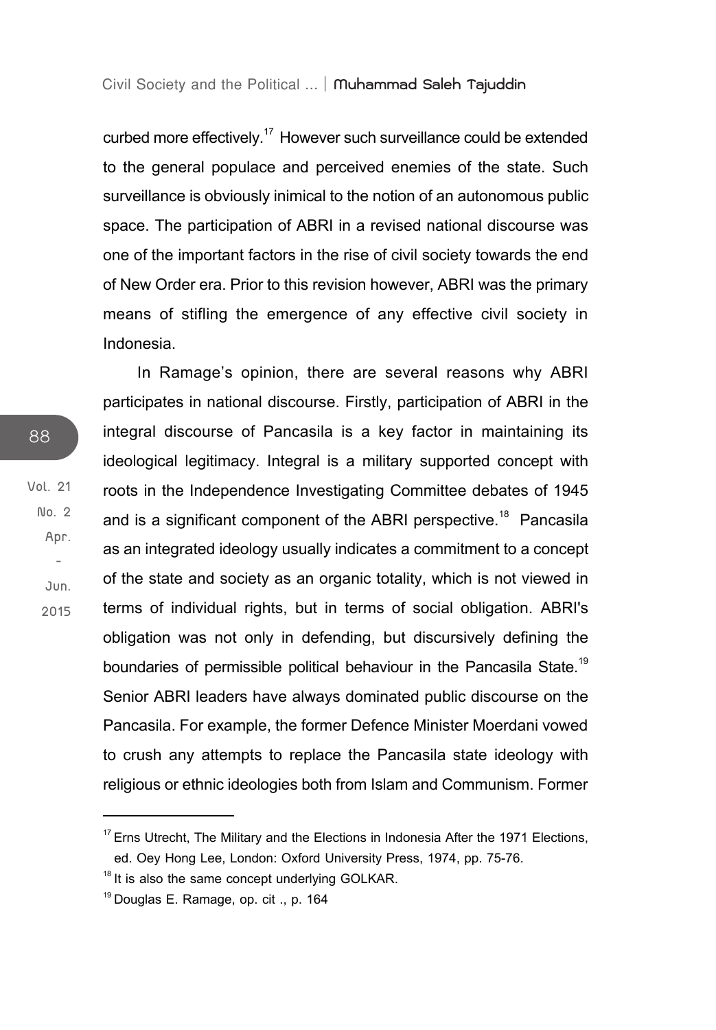curbed more effectively.[17] However such surveillance could be extended to the general populace and perceived enemies of the state. Such surveillance is obviously inimical to the notion of an autonomous public space. The participation of ABRI in a revised national discourse was one of the important factors in the rise of civil society towards the end of New Order era. Prior to this revision however, ABRI was the primary means of stifling the emergence of any effective civil society in Indonesia.

In Ramage's opinion, there are several reasons why ABRI participates in national discourse. Firstly, participation of ABRI in the integral discourse of Pancasila is a key factor in maintaining its ideological legitimacy. Integral is a military supported concept with roots in the Independence Investigating Committee debates of 1945 and is a significant component of the ABRI perspective.[18] Pancasila as an integrated ideology usually indicates a commitment to a concept of the state and society as an organic totality, which is not viewed in terms of individual rights, but in terms of social obligation. ABRI's obligation was not only in defending, but discursively defining the boundaries of permissible political behaviour in the Pancasila State.[19] Senior ABRI leaders have always dominated public discourse on the Pancasila. For example, the former Defence Minister Moerdani vowed to crush any attempts to replace the Pancasila state ideology with religious or ethnic ideologies both from Islam and Communism. Former

---

[17] Erns Utrecht, The Military and the Elections in Indonesia After the 1971 Elections, ed. Oey Hong Lee, London: Oxford University Press, 1974, pp. 75-76.

[18] It is also the same concept underlying GOLKAR.

[19] Douglas E. Ramage, op. cit ., p. 164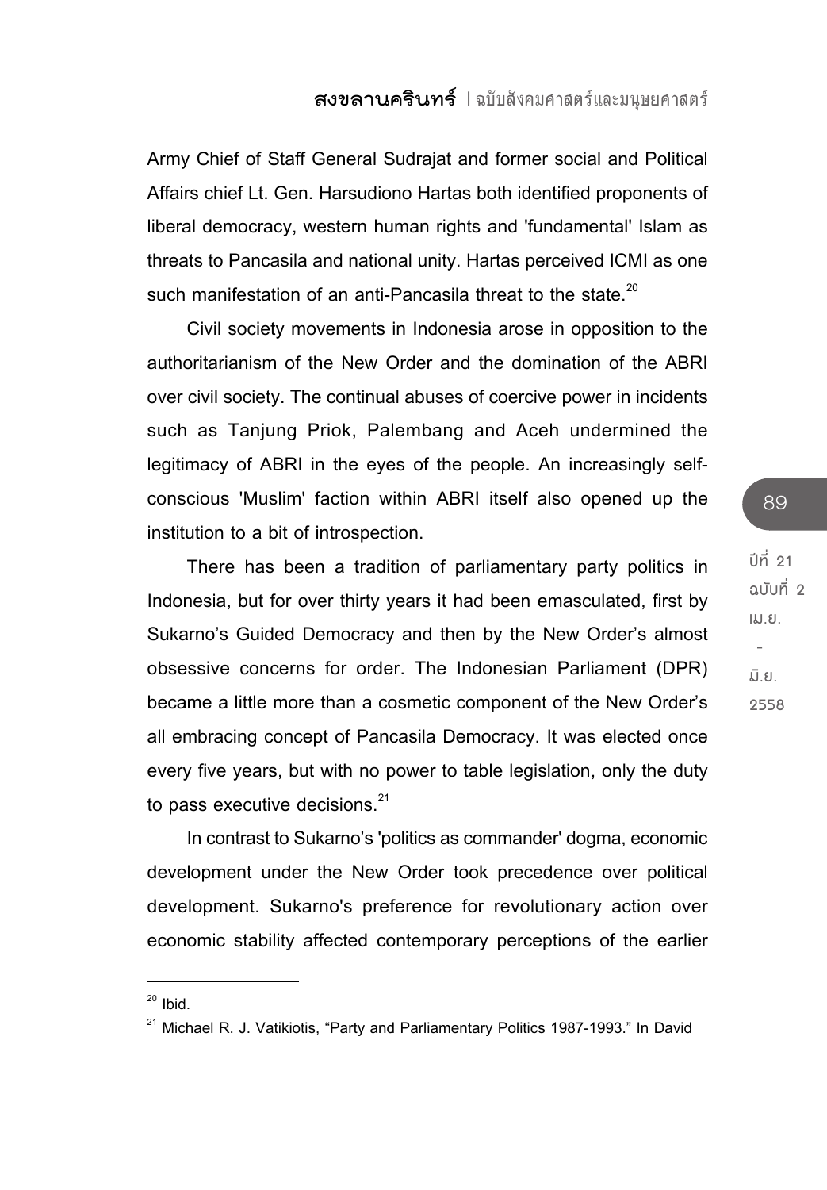Army Chief of Staff General Sudrajat and former social and Political Affairs chief Lt. Gen. Harsudiono Hartas both identified proponents of liberal democracy, western human rights and 'fundamental' Islam as threats to Pancasila and national unity. Hartas perceived ICMI as one such manifestation of an anti-Pancasila threat to the state.[20]

Civil society movements in Indonesia arose in opposition to the authoritarianism of the New Order and the domination of the ABRI over civil society. The continual abuses of coercive power in incidents such as Tanjung Priok, Palembang and Aceh undermined the legitimacy of ABRI in the eyes of the people. An increasingly self-conscious 'Muslim' faction within ABRI itself also opened up the institution to a bit of introspection.

There has been a tradition of parliamentary party politics in Indonesia, but for over thirty years it had been emasculated, first by Sukarno's Guided Democracy and then by the New Order's almost obsessive concerns for order. The Indonesian Parliament (DPR) became a little more than a cosmetic component of the New Order's all embracing concept of Pancasila Democracy. It was elected once every five years, but with no power to table legislation, only the duty to pass executive decisions.[21]

In contrast to Sukarno's 'politics as commander' dogma, economic development under the New Order took precedence over political development. Sukarno's preference for revolutionary action over economic stability affected contemporary perceptions of the earlier

---

[20] Ibid.

[21] Michael R. J. Vatikiotis, "Party and Parliamentary Politics 1987-1993." In David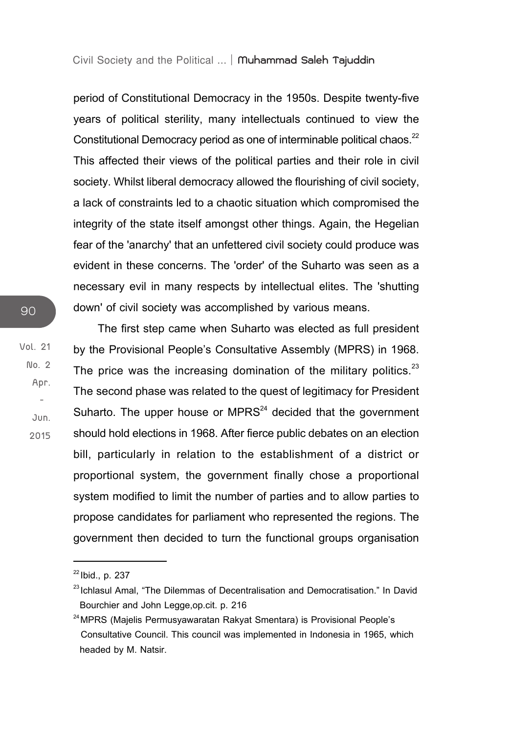period of Constitutional Democracy in the 1950s. Despite twenty-five years of political sterility, many intellectuals continued to view the Constitutional Democracy period as one of interminable political chaos.[22] This affected their views of the political parties and their role in civil society. Whilst liberal democracy allowed the flourishing of civil society, a lack of constraints led to a chaotic situation which compromised the integrity of the state itself amongst other things. Again, the Hegelian fear of the 'anarchy' that an unfettered civil society could produce was evident in these concerns. The 'order' of the Suharto was seen as a necessary evil in many respects by intellectual elites. The 'shutting down' of civil society was accomplished by various means.

The first step came when Suharto was elected as full president by the Provisional People's Consultative Assembly (MPRS) in 1968. The price was the increasing domination of the military politics.[23] The second phase was related to the quest of legitimacy for President Suharto. The upper house or MPRS[24] decided that the government should hold elections in 1968. After fierce public debates on an election bill, particularly in relation to the establishment of a district or proportional system, the government finally chose a proportional system modified to limit the number of parties and to allow parties to propose candidates for parliament who represented the regions. The government then decided to turn the functional groups organisation

---

[22] Ibid., p. 237

[23] Ichlasul Amal, "The Dilemmas of Decentralisation and Democratisation." In David Bourchier and John Legge,op.cit. p. 216

[24] MPRS (Majelis Permusyawaratan Rakyat Smentara) is Provisional People's Consultative Council. This council was implemented in Indonesia in 1965, which headed by M. Natsir.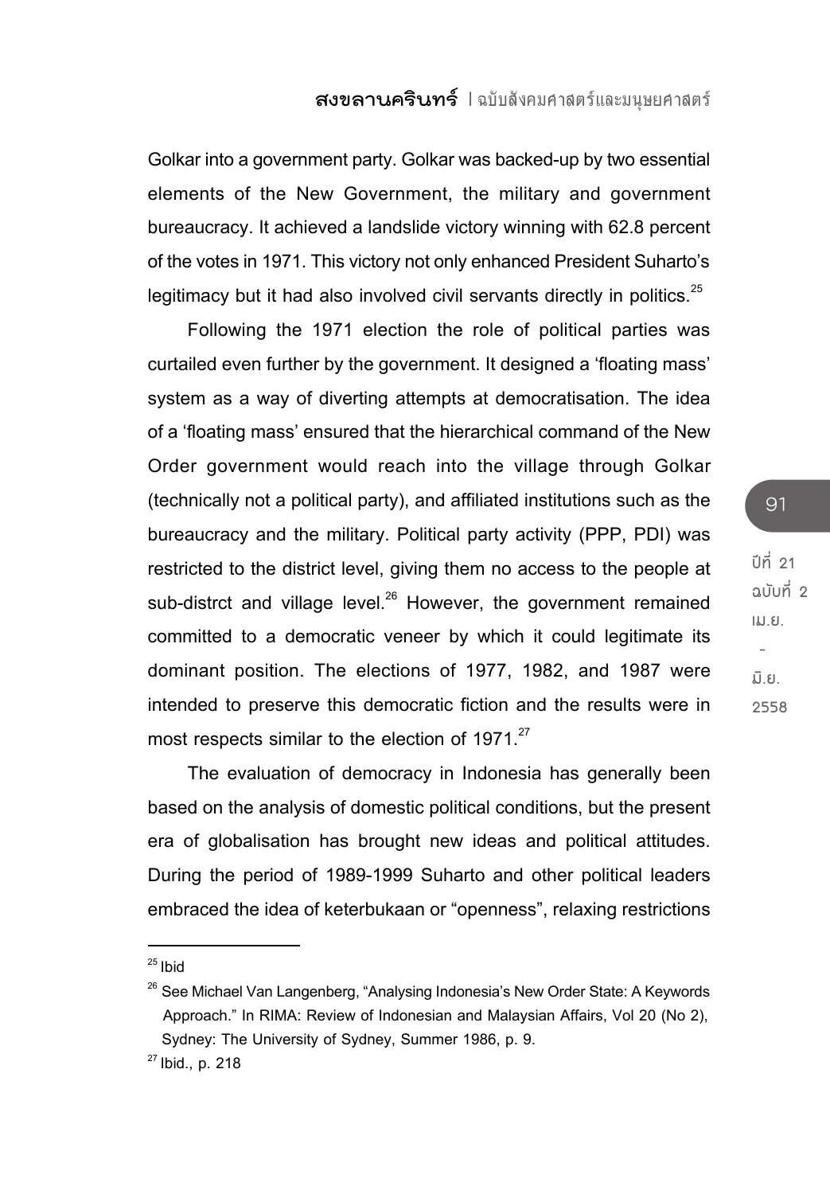Golkar into a government party. Golkar was backed-up by two essential elements of the New Government, the military and government bureaucracy. It achieved a landslide victory winning with 62.8 percent of the votes in 1971. This victory not only enhanced President Suharto's legitimacy but it had also involved civil servants directly in politics.[25]

Following the 1971 election the role of political parties was curtailed even further by the government. It designed a 'floating mass' system as a way of diverting attempts at democratisation. The idea of a 'floating mass' ensured that the hierarchical command of the New Order government would reach into the village through Golkar (technically not a political party), and affiliated institutions such as the bureaucracy and the military. Political party activity (PPP, PDI) was restricted to the district level, giving them no access to the people at sub-distrct and village level.[26] However, the government remained committed to a democratic veneer by which it could legitimate its dominant position. The elections of 1977, 1982, and 1987 were intended to preserve this democratic fiction and the results were in most respects similar to the election of 1971.[27]

The evaluation of democracy in Indonesia has generally been based on the analysis of domestic political conditions, but the present era of globalisation has brought new ideas and political attitudes. During the period of 1989-1999 Suharto and other political leaders embraced the idea of keterbukaan or "openness", relaxing restrictions

---

[25] Ibid

[26] See Michael Van Langenberg, "Analysing Indonesia's New Order State: A Keywords Approach." In RIMA: Review of Indonesian and Malaysian Affairs, Vol 20 (No 2), Sydney: The University of Sydney, Summer 1986, p. 9.

[27] Ibid., p. 218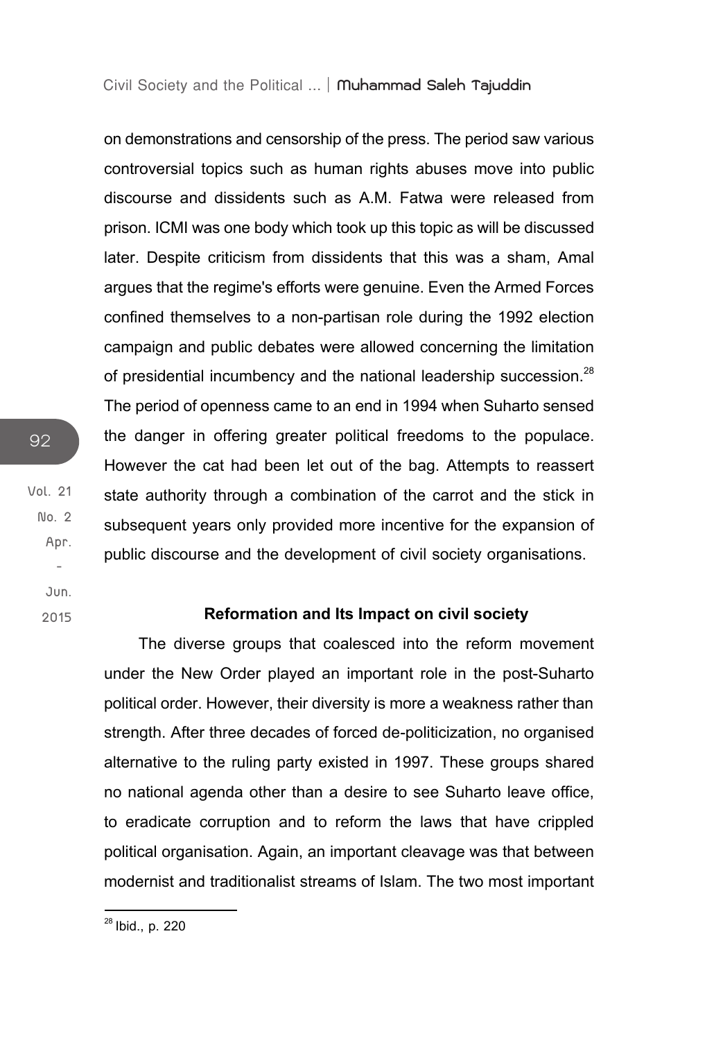on demonstrations and censorship of the press. The period saw various controversial topics such as human rights abuses move into public discourse and dissidents such as A.M. Fatwa were released from prison. ICMI was one body which took up this topic as will be discussed later. Despite criticism from dissidents that this was a sham, Amal argues that the regime's efforts were genuine. Even the Armed Forces confined themselves to a non-partisan role during the 1992 election campaign and public debates were allowed concerning the limitation of presidential incumbency and the national leadership succession.[28] The period of openness came to an end in 1994 when Suharto sensed the danger in offering greater political freedoms to the populace. However the cat had been let out of the bag. Attempts to reassert state authority through a combination of the carrot and the stick in subsequent years only provided more incentive for the expansion of public discourse and the development of civil society organisations.

### Reformation and Its Impact on civil society

The diverse groups that coalesced into the reform movement under the New Order played an important role in the post-Suharto political order. However, their diversity is more a weakness rather than strength. After three decades of forced de-politicization, no organised alternative to the ruling party existed in 1997. These groups shared no national agenda other than a desire to see Suharto leave office, to eradicate corruption and to reform the laws that have crippled political organisation. Again, an important cleavage was that between modernist and traditionalist streams of Islam. The two most important

---

[28] Ibid., p. 220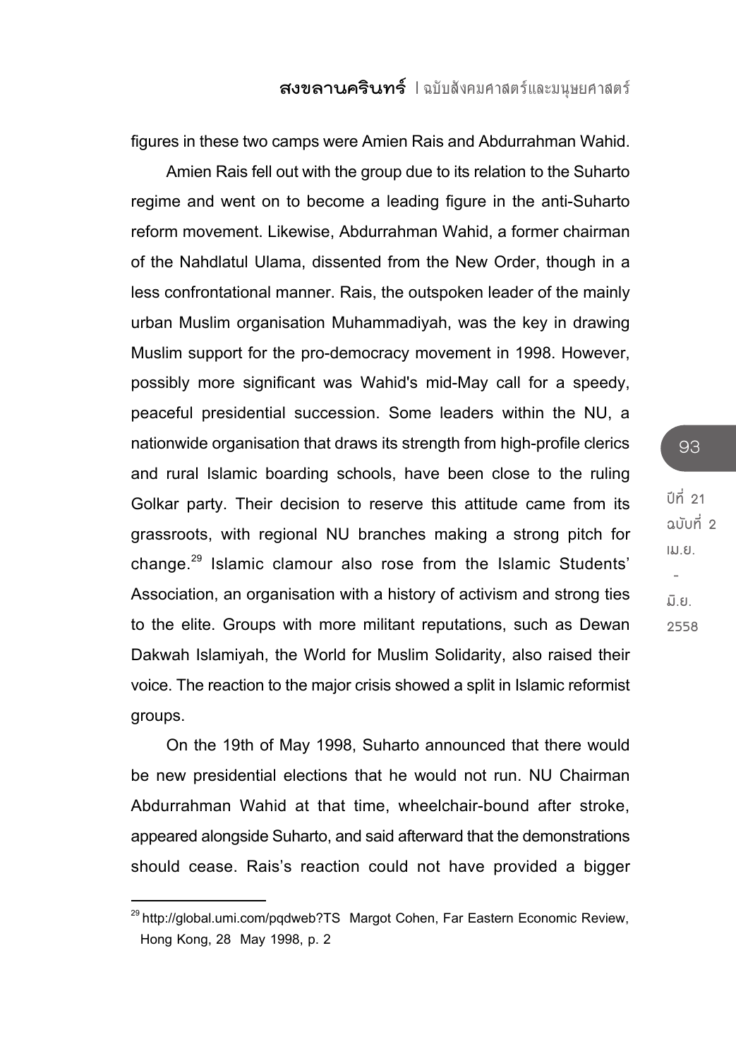figures in these two camps were Amien Rais and Abdurrahman Wahid.

Amien Rais fell out with the group due to its relation to the Suharto regime and went on to become a leading figure in the anti-Suharto reform movement. Likewise, Abdurrahman Wahid, a former chairman of the Nahdlatul Ulama, dissented from the New Order, though in a less confrontational manner. Rais, the outspoken leader of the mainly urban Muslim organisation Muhammadiyah, was the key in drawing Muslim support for the pro-democracy movement in 1998. However, possibly more significant was Wahid's mid-May call for a speedy, peaceful presidential succession. Some leaders within the NU, a nationwide organisation that draws its strength from high-profile clerics and rural Islamic boarding schools, have been close to the ruling Golkar party. Their decision to reserve this attitude came from its grassroots, with regional NU branches making a strong pitch for change.[29] Islamic clamour also rose from the Islamic Students' Association, an organisation with a history of activism and strong ties to the elite. Groups with more militant reputations, such as Dewan Dakwah Islamiyah, the World for Muslim Solidarity, also raised their voice. The reaction to the major crisis showed a split in Islamic reformist groups.

On the 19th of May 1998, Suharto announced that there would be new presidential elections that he would not run. NU Chairman Abdurrahman Wahid at that time, wheelchair-bound after stroke, appeared alongside Suharto, and said afterward that the demonstrations should cease. Rais's reaction could not have provided a bigger

---

[29] http://global.umi.com/pqdweb?TS Margot Cohen, Far Eastern Economic Review, Hong Kong, 28 May 1998, p. 2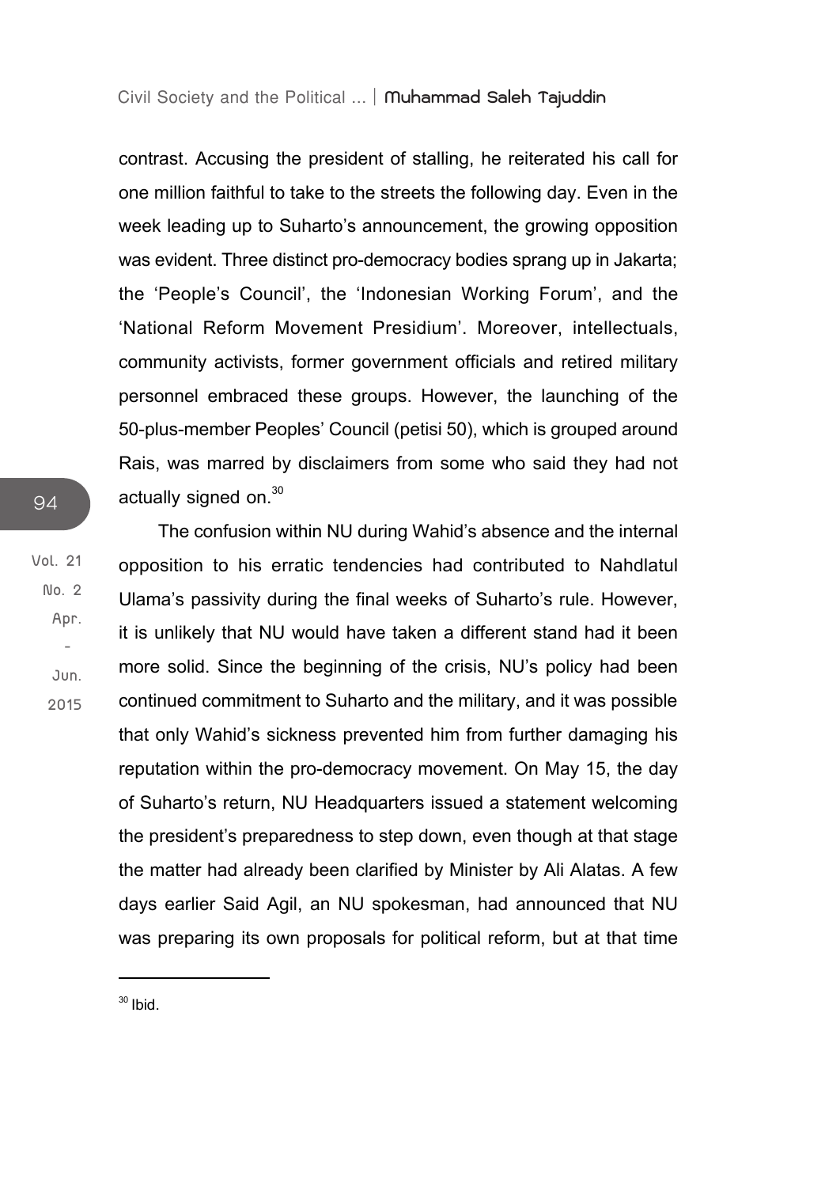contrast. Accusing the president of stalling, he reiterated his call for one million faithful to take to the streets the following day. Even in the week leading up to Suharto's announcement, the growing opposition was evident. Three distinct pro-democracy bodies sprang up in Jakarta; the 'People's Council', the 'Indonesian Working Forum', and the 'National Reform Movement Presidium'. Moreover, intellectuals, community activists, former government officials and retired military personnel embraced these groups. However, the launching of the 50-plus-member Peoples' Council (petisi 50), which is grouped around Rais, was marred by disclaimers from some who said they had not actually signed on.[30]

The confusion within NU during Wahid's absence and the internal opposition to his erratic tendencies had contributed to Nahdlatul Ulama's passivity during the final weeks of Suharto's rule. However, it is unlikely that NU would have taken a different stand had it been more solid. Since the beginning of the crisis, NU's policy had been continued commitment to Suharto and the military, and it was possible that only Wahid's sickness prevented him from further damaging his reputation within the pro-democracy movement. On May 15, the day of Suharto's return, NU Headquarters issued a statement welcoming the president's preparedness to step down, even though at that stage the matter had already been clarified by Minister by Ali Alatas. A few days earlier Said Agil, an NU spokesman, had announced that NU was preparing its own proposals for political reform, but at that time

[30] Ibid.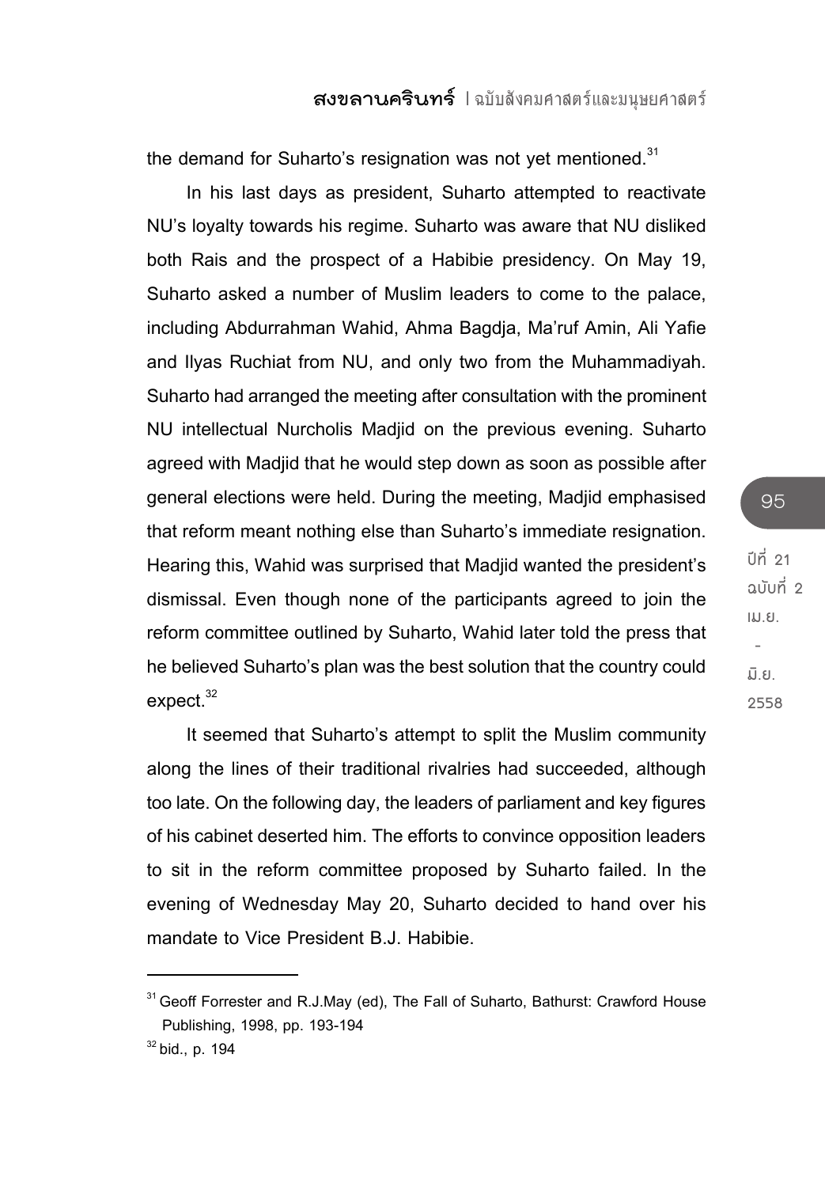the demand for Suharto's resignation was not yet mentioned.[31]

In his last days as president, Suharto attempted to reactivate NU's loyalty towards his regime. Suharto was aware that NU disliked both Rais and the prospect of a Habibie presidency. On May 19, Suharto asked a number of Muslim leaders to come to the palace, including Abdurrahman Wahid, Ahma Bagdja, Ma'ruf Amin, Ali Yafie and Ilyas Ruchiat from NU, and only two from the Muhammadiyah. Suharto had arranged the meeting after consultation with the prominent NU intellectual Nurcholis Madjid on the previous evening. Suharto agreed with Madjid that he would step down as soon as possible after general elections were held. During the meeting, Madjid emphasised that reform meant nothing else than Suharto's immediate resignation. Hearing this, Wahid was surprised that Madjid wanted the president's dismissal. Even though none of the participants agreed to join the reform committee outlined by Suharto, Wahid later told the press that he believed Suharto's plan was the best solution that the country could expect.[32]

It seemed that Suharto's attempt to split the Muslim community along the lines of their traditional rivalries had succeeded, although too late. On the following day, the leaders of parliament and key figures of his cabinet deserted him. The efforts to convince opposition leaders to sit in the reform committee proposed by Suharto failed. In the evening of Wednesday May 20, Suharto decided to hand over his mandate to Vice President B.J. Habibie.

---

[31] Geoff Forrester and R.J.May (ed), The Fall of Suharto, Bathurst: Crawford House Publishing, 1998, pp. 193-194

[32] bid., p. 194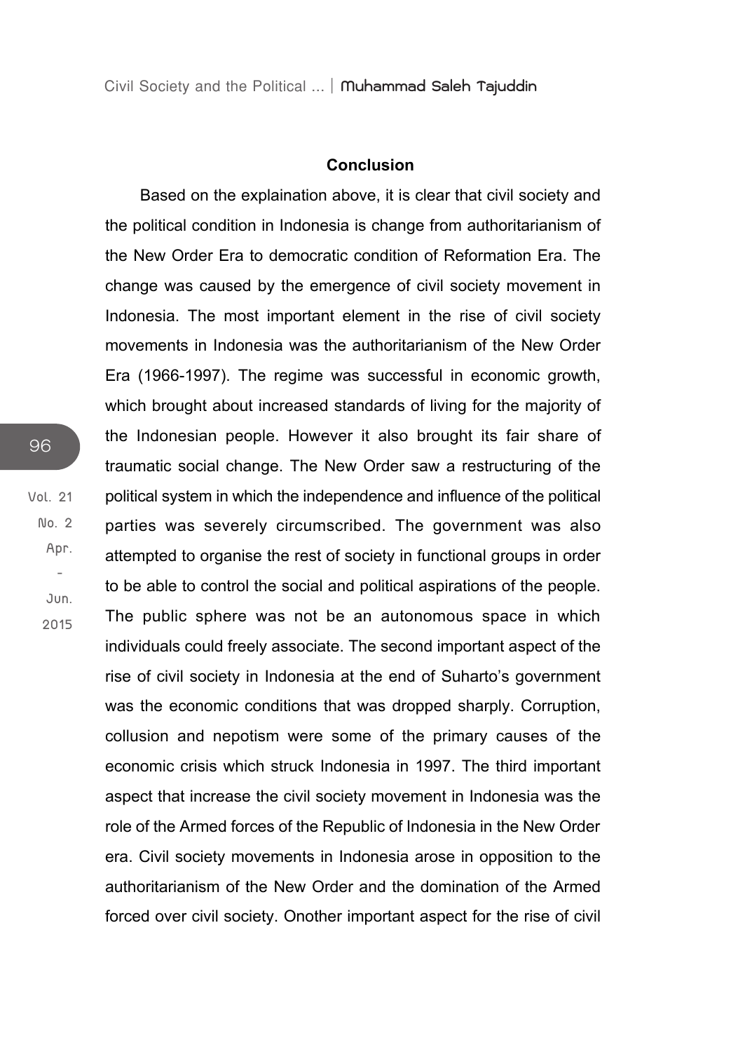## Conclusion

Based on the explaination above, it is clear that civil society and the political condition in Indonesia is change from authoritarianism of the New Order Era to democratic condition of Reformation Era. The change was caused by the emergence of civil society movement in Indonesia. The most important element in the rise of civil society movements in Indonesia was the authoritarianism of the New Order Era (1966-1997). The regime was successful in economic growth, which brought about increased standards of living for the majority of the Indonesian people. However it also brought its fair share of traumatic social change. The New Order saw a restructuring of the political system in which the independence and influence of the political parties was severely circumscribed. The government was also attempted to organise the rest of society in functional groups in order to be able to control the social and political aspirations of the people. The public sphere was not be an autonomous space in which individuals could freely associate. The second important aspect of the rise of civil society in Indonesia at the end of Suharto's government was the economic conditions that was dropped sharply. Corruption, collusion and nepotism were some of the primary causes of the economic crisis which struck Indonesia in 1997. The third important aspect that increase the civil society movement in Indonesia was the role of the Armed forces of the Republic of Indonesia in the New Order era. Civil society movements in Indonesia arose in opposition to the authoritarianism of the New Order and the domination of the Armed forced over civil society. Onother important aspect for the rise of civil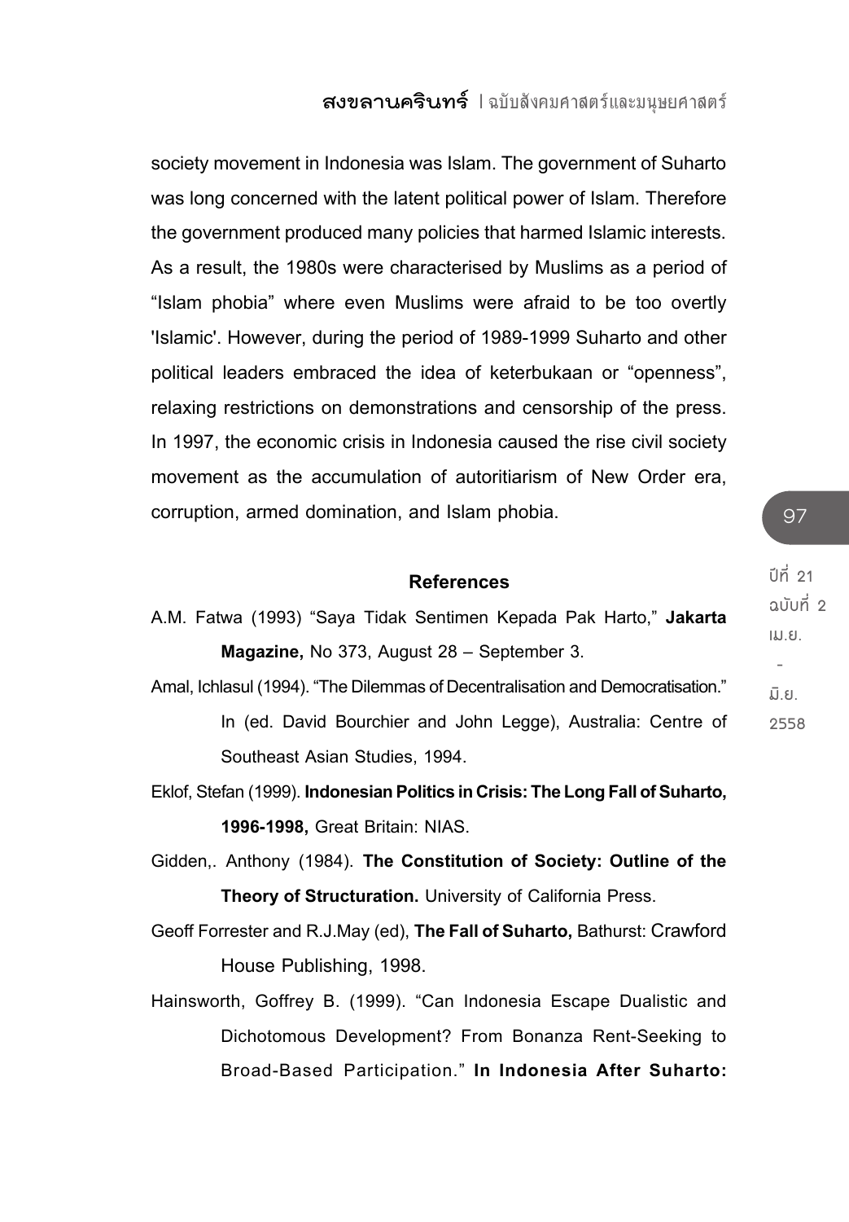society movement in Indonesia was Islam. The government of Suharto was long concerned with the latent political power of Islam. Therefore the government produced many policies that harmed Islamic interests. As a result, the 1980s were characterised by Muslims as a period of "Islam phobia" where even Muslims were afraid to be too overtly 'Islamic'. However, during the period of 1989-1999 Suharto and other political leaders embraced the idea of keterbukaan or "openness", relaxing restrictions on demonstrations and censorship of the press. In 1997, the economic crisis in Indonesia caused the rise civil society movement as the accumulation of autoritiarism of New Order era, corruption, armed domination, and Islam phobia.

## References

A.M. Fatwa (1993) "Saya Tidak Sentimen Kepada Pak Harto," **Jakarta Magazine,** No 373, August 28 – September 3.

Amal, Ichlasul (1994). "The Dilemmas of Decentralisation and Democratisation." In (ed. David Bourchier and John Legge), Australia: Centre of Southeast Asian Studies, 1994.

Eklof, Stefan (1999). **Indonesian Politics in Crisis: The Long Fall of Suharto, 1996-1998,** Great Britain: NIAS.

Gidden,. Anthony (1984). **The Constitution of Society: Outline of the Theory of Structuration.** University of California Press.

Geoff Forrester and R.J.May (ed), **The Fall of Suharto,** Bathurst: Crawford House Publishing, 1998.

Hainsworth, Goffrey B. (1999). "Can Indonesia Escape Dualistic and Dichotomous Development? From Bonanza Rent-Seeking to Broad-Based Participation." **In Indonesia After Suharto:**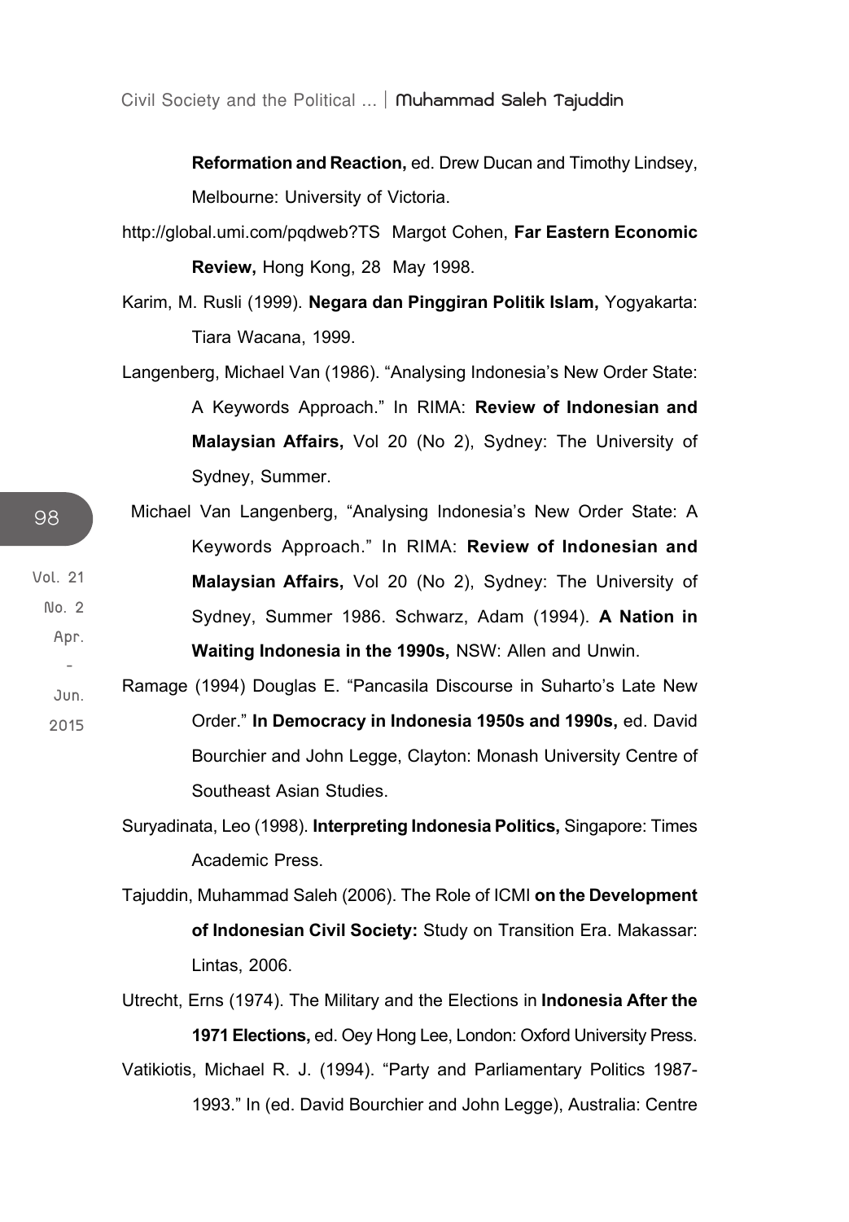**Reformation and Reaction,** ed. Drew Ducan and Timothy Lindsey, Melbourne: University of Victoria.

http://global.umi.com/pqdweb?TS  Margot Cohen, **Far Eastern Economic Review,** Hong Kong, 28  May 1998.

Karim, M. Rusli (1999). **Negara dan Pinggiran Politik Islam,** Yogyakarta: Tiara Wacana, 1999.

Langenberg, Michael Van (1986). "Analysing Indonesia's New Order State: A Keywords Approach." In RIMA: **Review of Indonesian and Malaysian Affairs,** Vol 20 (No 2), Sydney: The University of Sydney, Summer.

Michael Van Langenberg, "Analysing Indonesia's New Order State: A Keywords Approach." In RIMA: **Review of Indonesian and Malaysian Affairs,** Vol 20 (No 2), Sydney: The University of Sydney, Summer 1986. Schwarz, Adam (1994). **A Nation in Waiting Indonesia in the 1990s,** NSW: Allen and Unwin.

Ramage (1994) Douglas E. "Pancasila Discourse in Suharto's Late New Order." **In Democracy in Indonesia 1950s and 1990s,** ed. David Bourchier and John Legge, Clayton: Monash University Centre of Southeast Asian Studies.

Suryadinata, Leo (1998). **Interpreting Indonesia Politics,** Singapore: Times Academic Press.

Tajuddin, Muhammad Saleh (2006). The Role of ICMI **on the Development of Indonesian Civil Society:** Study on Transition Era. Makassar: Lintas, 2006.

Utrecht, Erns (1974). The Military and the Elections in **Indonesia After the 1971 Elections,** ed. Oey Hong Lee, London: Oxford University Press.

Vatikiotis, Michael R. J. (1994). "Party and Parliamentary Politics 1987-1993." In (ed. David Bourchier and John Legge), Australia: Centre